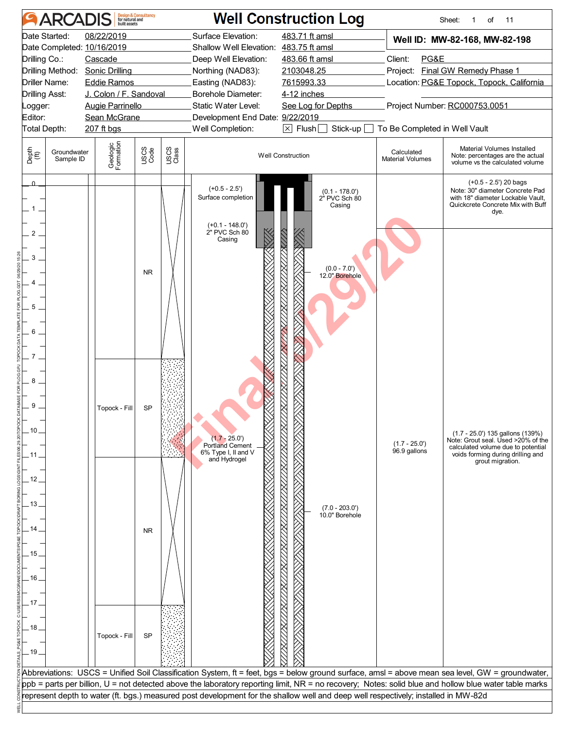# ARCADIS Well Construction Log

| | | | |
|---|---|---|---|
| Date Started: | 08/22/2019 | Surface Elevation: | 483.71 ft amsl |
| Date Completed: | 10/16/2019 | Shallow Well Elevation: | 483.75 ft amsl |
| Drilling Co.: | Cascade | Deep Well Elevation: | 483.66 ft amsl |
| Drilling Method: | Sonic Drilling | Northing (NAD83): | 2103048.25 |
| Driller Name: | Eddie Ramos | Easting (NAD83): | 7615993.33 |
| Drilling Asst: | J. Colon / F. Sandoval | Borehole Diameter: | 4-12 inches |
| Logger: | Augie Parrinello | Static Water Level: | See Log for Depths |
| Editor: | Sean McGrane | Development End Date: | 9/22/2019 |
| Total Depth: | 207 ft bgs | Well Completion: | [x] Flush [ ] Stick-up [ ] To Be Completed in Well Vault |

**Well ID: MW-82-168, MW-82-198**

Client: PG&E
Project: Final GW Remedy Phase 1
Location: PG&E Topock, Topock, California
Project Number: RC000753.0051

| Depth (ft) | Groundwater Sample ID | Geologic Formation | USCS Code | USCS Class |
|---|---|---|---|---|
| 0 – 7 | | | NR | |
| 7 – 11 | | Topock - Fill | SP | |
| 11 – 17 | | | NR | |
| 17 – 19+ | | Topock - Fill | SP | |

**Well Construction:**
- (+0.5 - 2.5') Surface completion
- (+0.1 - 148.0') 2" PVC Sch 80 Casing
- (0.1 - 178.0') 2" PVC Sch 80 Casing
- (0.0 - 7.0') 12.0" Borehole
- (1.7 - 25.0') Portland Cement 6% Type I, II and V and Hydrogel
- (7.0 - 203.0') 10.0" Borehole

**Calculated Material Volumes:**
- (1.7 - 25.0') 96.9 gallons

**Material Volumes Installed** (Note: percentages are the actual volume vs the calculated volume):
- (+0.5 - 2.5') 20 bags. Note: 30" diameter Concrete Pad with 18" diameter Lockable Vault, Quickcrete Concrete Mix with Buff dye.
- (1.7 - 25.0') 135 gallons (139%). Note: Grout seal. Used >20% of the calculated volume due to potential voids forming during drilling and grout migration.

Abbreviations: USCS = Unified Soil Classification System, ft = feet, bgs = below ground surface, amsl = above mean sea level, GW = groundwater, ppb = parts per billion, U = not detected above the laboratory reporting limit, NR = no recovery; Notes: solid blue and hollow blue water table marks represent depth to water (ft. bgs.) measured post development for the shallow well and deep well respectively; installed in MW-82d

Final 6/29/20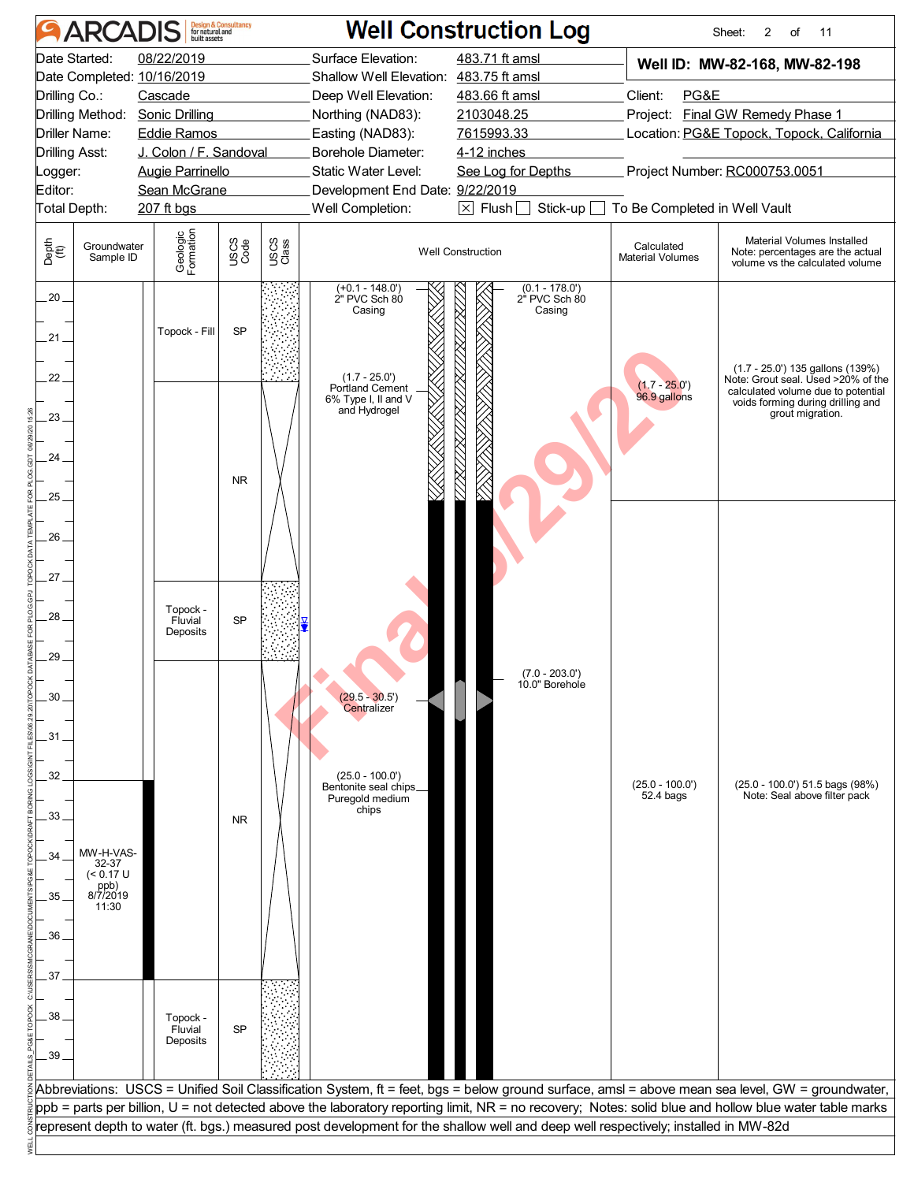# ARCADIS Well Construction Log

| | | | |
|---|---|---|---|
| Date Started: | 08/22/2019 | Surface Elevation: | 483.71 ft amsl |
| Date Completed: | 10/16/2019 | Shallow Well Elevation: | 483.75 ft amsl |
| Drilling Co.: | Cascade | Deep Well Elevation: | 483.66 ft amsl |
| Drilling Method: | Sonic Drilling | Northing (NAD83): | 2103048.25 |
| Driller Name: | Eddie Ramos | Easting (NAD83): | 7615993.33 |
| Drilling Asst: | J. Colon / F. Sandoval | Borehole Diameter: | 4-12 inches |
| Logger: | Augie Parrinello | Static Water Level: | See Log for Depths |
| Editor: | Sean McGrane | Development End Date: | 9/22/2019 |
| Total Depth: | 207 ft bgs | Well Completion: | [X] Flush [ ] Stick-up [ ] To Be Completed in Well Vault |

**Well ID: MW-82-168, MW-82-198**

Client: PG&E

Project: Final GW Remedy Phase 1

Location: PG&E Topock, Topock, California

Project Number: RC000753.0051

| Depth (ft) | Groundwater Sample ID | Geologic Formation | USCS Code | Well Construction | Calculated Material Volumes | Material Volumes Installed (Note: percentages are the actual volume vs the calculated volume) |
|---|---|---|---|---|---|---|
| 20–22.1 | | Topock - Fill | SP | (+0.1 - 148.0') 2" PVC Sch 80 Casing; (0.1 - 178.0') 2" PVC Sch 80 Casing | | |
| 22.1–27.1 | | | NR | (1.7 - 25.0') Portland Cement 6% Type I, II and V and Hydrogel | (1.7 - 25.0') 96.9 gallons | (1.7 - 25.0') 135 gallons (139%) Note: Grout seal. Used >20% of the calculated volume due to potential voids forming during drilling and grout migration. |
| 27.1–29.1 | | Topock - Fluvial Deposits | SP | Water level mark at ~28.2' | | |
| 29.1–37.1 | MW-H-VAS-32-37 (< 0.17 U ppb) 8/7/2019 11:30 | | NR | (7.0 - 203.0') 10.0" Borehole; (29.5 - 30.5') Centralizer; (25.0 - 100.0') Bentonite seal chips Puregold medium chips | (25.0 - 100.0') 52.4 bags | (25.0 - 100.0') 51.5 bags (98%) Note: Seal above filter pack |
| 37.1–39.6 | | Topock - Fluvial Deposits | SP | | | |

Abbreviations: USCS = Unified Soil Classification System, ft = feet, bgs = below ground surface, amsl = above mean sea level, GW = groundwater, ppb = parts per billion, U = not detected above the laboratory reporting limit, NR = no recovery; Notes: solid blue and hollow blue water table marks represent depth to water (ft. bgs.) measured post development for the shallow well and deep well respectively; installed in MW-82d

Final 6/29/20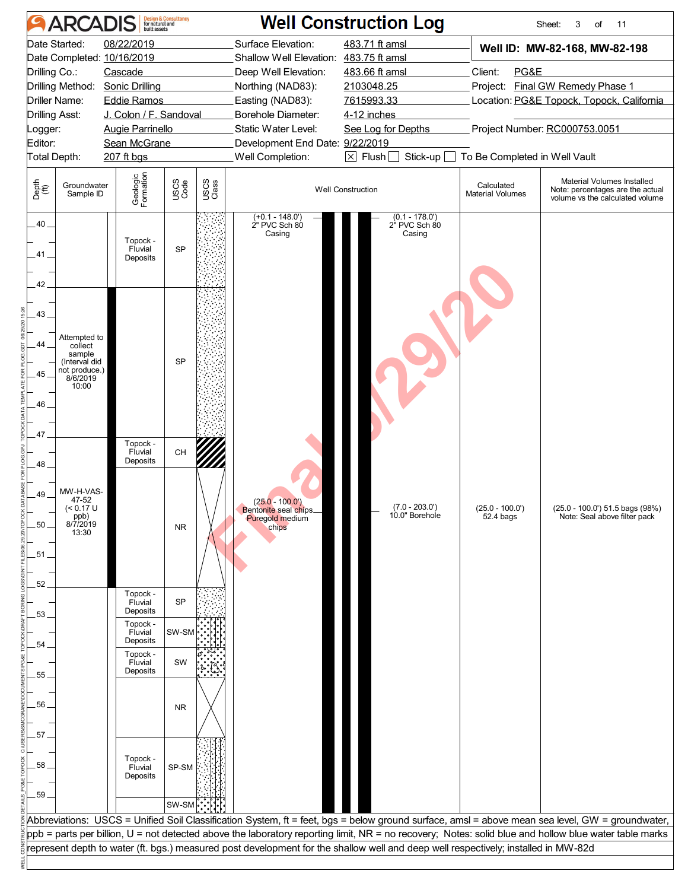# ARCADIS — Well Construction Log

| | | | | | |
|---|---|---|---|---|---|
| Date Started: | 08/22/2019 | Surface Elevation: | 483.71 ft amsl | **Well ID: MW-82-168, MW-82-198** | |
| Date Completed: | 10/16/2019 | Shallow Well Elevation: | 483.75 ft amsl | | |
| Drilling Co.: | Cascade | Deep Well Elevation: | 483.66 ft amsl | Client: | PG&E |
| Drilling Method: | Sonic Drilling | Northing (NAD83): | 2103048.25 | Project: | Final GW Remedy Phase 1 |
| Driller Name: | Eddie Ramos | Easting (NAD83): | 7615993.33 | Location: | PG&E Topock, Topock, California |
| Drilling Asst: | J. Colon / F. Sandoval | Borehole Diameter: | 4-12 inches | | |
| Logger: | Augie Parrinello | Static Water Level: | See Log for Depths | Project Number: | RC000753.0051 |
| Editor: | Sean McGrane | Development End Date: | 9/22/2019 | | |
| Total Depth: | 207 ft bgs | Well Completion: | ☒ Flush ☐ Stick-up ☐ To Be Completed in Well Vault | | |

| Depth (ft) | Groundwater Sample ID | Geologic Formation | USCS Code | Well Construction | Calculated Material Volumes | Material Volumes Installed Note: percentages are the actual volume vs the calculated volume |
|---|---|---|---|---|---|---|
| 40–42 | | Topock - Fluvial Deposits | SP | (+0.1 - 148.0') 2" PVC Sch 80 Casing; (0.1 - 178.0') 2" PVC Sch 80 Casing | | |
| 42–47 | Attempted to collect sample (Interval did not produce.) 8/6/2019 10:00 | | SP | | | |
| 47–48 | MW-H-VAS-47-52 (< 0.17 U ppb) 8/7/2019 13:30 | Topock - Fluvial Deposits | CH | | | |
| 48–52 | | | NR | (25.0 - 100.0') Bentonite seal chips Puregold medium chips; (7.0 - 203.0') 10.0" Borehole | (25.0 - 100.0') 52.4 bags | (25.0 - 100.0') 51.5 bags (98%) Note: Seal above filter pack |
| 52–53 | | Topock - Fluvial Deposits | SP | | | |
| 53–54 | | Topock - Fluvial Deposits | SW-SM | | | |
| 54–55 | | Topock - Fluvial Deposits | SW | | | |
| 55–57 | | | NR | | | |
| 57–59 | | Topock - Fluvial Deposits | SP-SM | | | |
| 59– | | | SW-SM | | | |

Abbreviations: USCS = Unified Soil Classification System, ft = feet, bgs = below ground surface, amsl = above mean sea level, GW = groundwater, ppb = parts per billion, U = not detected above the laboratory reporting limit, NR = no recovery; Notes: solid blue and hollow blue water table marks represent depth to water (ft. bgs.) measured post development for the shallow well and deep well respectively; installed in MW-82d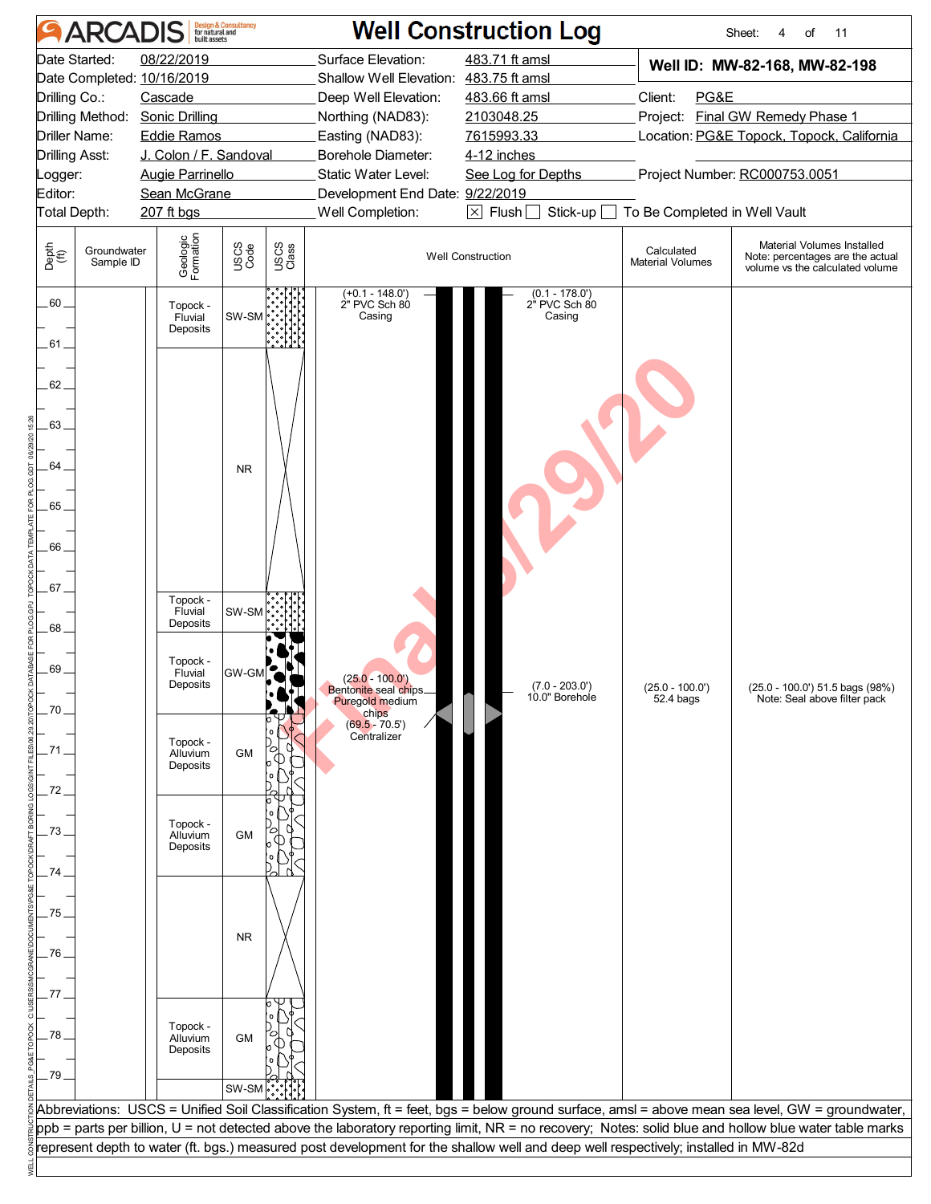# ARCADIS Well Construction Log

| | | | | | |
|---|---|---|---|---|---|
| Date Started: | 08/22/2019 | Surface Elevation: | 483.71 ft amsl | **Well ID: MW-82-168, MW-82-198** | |
| Date Completed: | 10/16/2019 | Shallow Well Elevation: | 483.75 ft amsl | | |
| Drilling Co.: | Cascade | Deep Well Elevation: | 483.66 ft amsl | Client: | PG&E |
| Drilling Method: | Sonic Drilling | Northing (NAD83): | 2103048.25 | Project: | Final GW Remedy Phase 1 |
| Driller Name: | Eddie Ramos | Easting (NAD83): | 7615993.33 | Location: | PG&E Topock, Topock, California |
| Drilling Asst: | J. Colon / F. Sandoval | Borehole Diameter: | 4-12 inches | | |
| Logger: | Augie Parrinello | Static Water Level: | See Log for Depths | Project Number: | RC000753.0051 |
| Editor: | Sean McGrane | Development End Date: | 9/22/2019 | | |
| Total Depth: | 207 ft bgs | Well Completion: | ☒ Flush ☐ Stick-up ☐ To Be Completed in Well Vault | | |

| Depth (ft) | Groundwater Sample ID | Geologic Formation | USCS Code | Well Construction | Calculated Material Volumes | Material Volumes Installed (Note: percentages are the actual volume vs the calculated volume) |
|---|---|---|---|---|---|---|
| 60–61 | | Topock - Fluvial Deposits | SW-SM | (+0.1 - 148.0') 2" PVC Sch 80 Casing; (0.1 - 178.0') 2" PVC Sch 80 Casing | | |
| 61–67 | | | NR | | | |
| 67–68 | | Topock - Fluvial Deposits | SW-SM | | | |
| 68–70 | | Topock - Fluvial Deposits | GW-GM | (25.0 - 100.0') Bentonite seal chips Puregold medium chips; (69.5 - 70.5') Centralizer; (7.0 - 203.0') 10.0" Borehole | (25.0 - 100.0') 52.4 bags | (25.0 - 100.0') 51.5 bags (98%) Note: Seal above filter pack |
| 70–72 | | Topock - Alluvium Deposits | GM | | | |
| 72–74 | | Topock - Alluvium Deposits | GM | | | |
| 74–77 | | | NR | | | |
| 77–79 | | Topock - Alluvium Deposits | GM | | | |
| 79– | | | SW-SM | | | |

Abbreviations: USCS = Unified Soil Classification System, ft = feet, bgs = below ground surface, amsl = above mean sea level, GW = groundwater, ppb = parts per billion, U = not detected above the laboratory reporting limit, NR = no recovery; Notes: solid blue and hollow blue water table marks represent depth to water (ft. bgs.) measured post development for the shallow well and deep well respectively; installed in MW-82d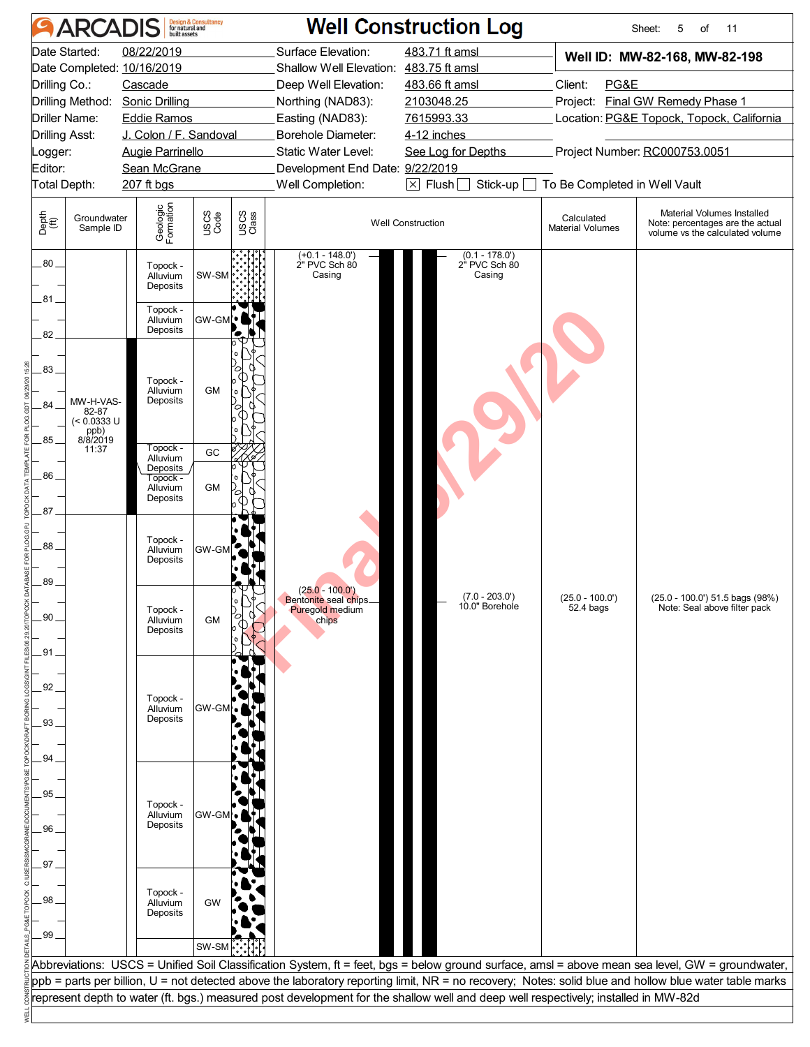# Well Construction Log

**ARCADIS** Design & Consultancy for natural and built assets

| | | | |
|---|---|---|---|
| Date Started: | 08/22/2019 | Surface Elevation: | 483.71 ft amsl |
| Date Completed: | 10/16/2019 | Shallow Well Elevation: | 483.75 ft amsl |
| Drilling Co.: | Cascade | Deep Well Elevation: | 483.66 ft amsl |
| Drilling Method: | Sonic Drilling | Northing (NAD83): | 2103048.25 |
| Driller Name: | Eddie Ramos | Easting (NAD83): | 7615993.33 |
| Drilling Asst: | J. Colon / F. Sandoval | Borehole Diameter: | 4-12 inches |
| Logger: | Augie Parrinello | Static Water Level: | See Log for Depths |
| Editor: | Sean McGrane | Development End Date: | 9/22/2019 |
| Total Depth: | 207 ft bgs | Well Completion: | ☒ Flush ☐ Stick-up ☐ To Be Completed in Well Vault |

**Well ID: MW-82-168, MW-82-198**

Client: PG&E
Project: Final GW Remedy Phase 1
Location: PG&E Topock, Topock, California
Project Number: RC000753.0051

| Depth (ft) | Groundwater Sample ID | Geologic Formation | USCS Code | Well Construction | Calculated Material Volumes | Material Volumes Installed Note: percentages are the actual volume vs the calculated volume |
|---|---|---|---|---|---|---|
| 80–81 | | Topock - Alluvium Deposits | SW-SM | (+0.1 - 148.0') 2" PVC Sch 80 Casing; (0.1 - 178.0') 2" PVC Sch 80 Casing | | |
| 81–82 | | Topock - Alluvium Deposits | GW-GM | | | |
| 82–85 | MW-H-VAS-82-87 (< 0.0333 U ppb) 8/8/2019 11:37 | Topock - Alluvium Deposits | GM | | | |
| 85–85.8 | | Topock - Alluvium Deposits | GC | | | |
| 85.8–87 | | Topock - Alluvium Deposits | GM | | | |
| 87–89 | | Topock - Alluvium Deposits | GW-GM | | | |
| 89–91 | | Topock - Alluvium Deposits | GM | (25.0 - 100.0') Bentonite seal chips Puregold medium chips; (7.0 - 203.0') 10.0" Borehole | (25.0 - 100.0') 52.4 bags | (25.0 - 100.0') 51.5 bags (98%) Note: Seal above filter pack |
| 91–94 | | Topock - Alluvium Deposits | GW-GM | | | |
| 94–97 | | Topock - Alluvium Deposits | GW-GM | | | |
| 97–99 | | Topock - Alluvium Deposits | GW | | | |
| 99– | | | SW-SM | | | |

Abbreviations: USCS = Unified Soil Classification System, ft = feet, bgs = below ground surface, amsl = above mean sea level, GW = groundwater, ppb = parts per billion, U = not detected above the laboratory reporting limit, NR = no recovery; Notes: solid blue and hollow blue water table marks represent depth to water (ft. bgs.) measured post development for the shallow well and deep well respectively; installed in MW-82d

Final 6/29/20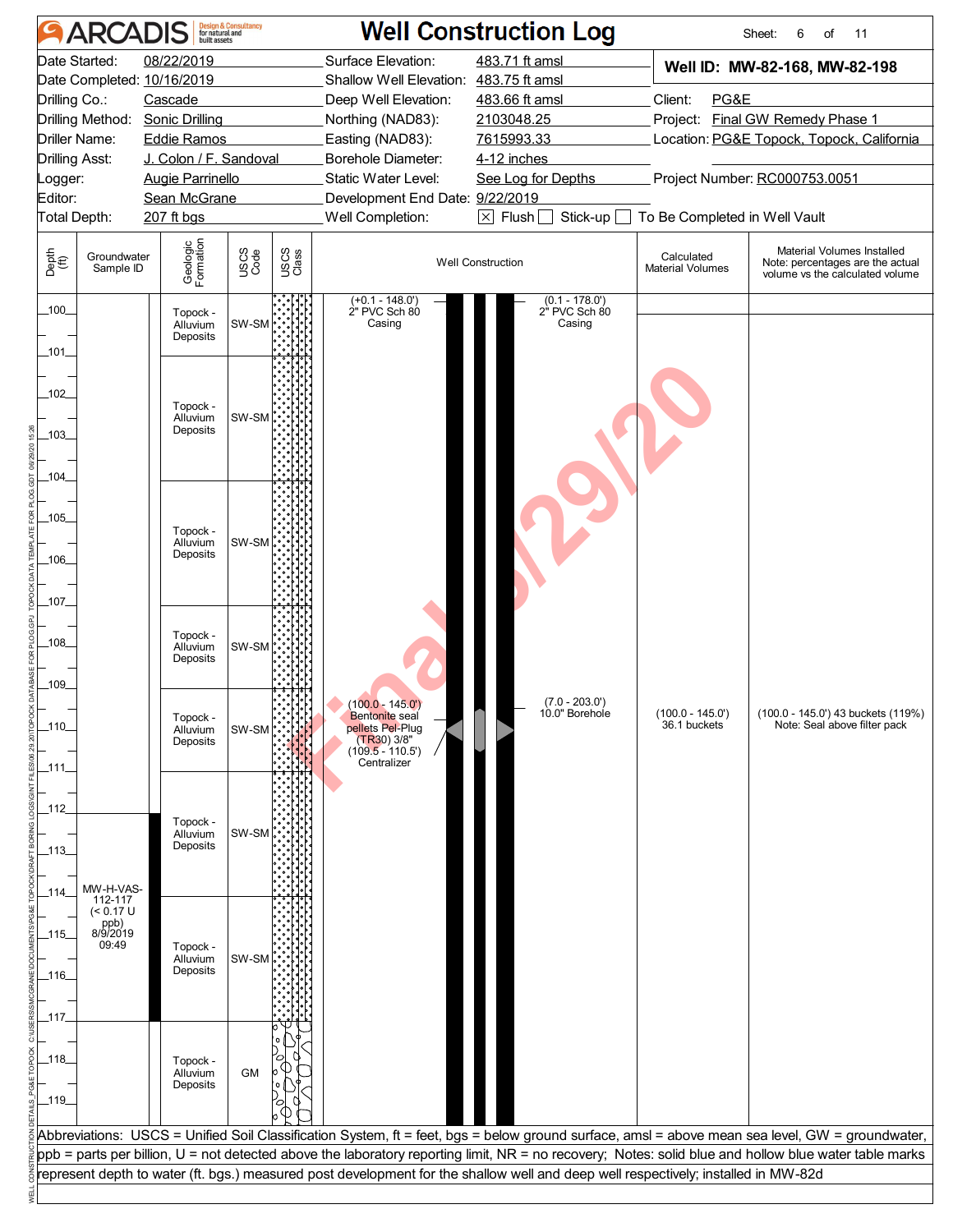# Well Construction Log

**Well ID: MW-82-168, MW-82-198**

| | | | |
|---|---|---|---|
| Date Started: | 08/22/2019 | Surface Elevation: | 483.71 ft amsl |
| Date Completed: | 10/16/2019 | Shallow Well Elevation: | 483.75 ft amsl |
| Drilling Co.: | Cascade | Deep Well Elevation: | 483.66 ft amsl |
| Drilling Method: | Sonic Drilling | Northing (NAD83): | 2103048.25 |
| Driller Name: | Eddie Ramos | Easting (NAD83): | 7615993.33 |
| Drilling Asst: | J. Colon / F. Sandoval | Borehole Diameter: | 4-12 inches |
| Logger: | Augie Parrinello | Static Water Level: | See Log for Depths |
| Editor: | Sean McGrane | Development End Date: | 9/22/2019 |
| Total Depth: | 207 ft bgs | Well Completion: | ☒ Flush ☐ Stick-up ☐ To Be Completed in Well Vault |

Client: PG&E
Project: Final GW Remedy Phase 1
Location: PG&E Topock, Topock, California
Project Number: RC000753.0051

| Depth (ft) | Groundwater Sample ID | Geologic Formation | USCS Code | Well Construction | Calculated Material Volumes | Material Volumes Installed (Note: percentages are the actual volume vs the calculated volume) |
|---|---|---|---|---|---|---|
| 100–101 | | Topock - Alluvium Deposits | SW-SM | (+0.1 - 148.0') 2" PVC Sch 80 Casing; (0.1 - 178.0') 2" PVC Sch 80 Casing | | |
| 101–104 | | Topock - Alluvium Deposits | SW-SM | | | |
| 104–107 | | Topock - Alluvium Deposits | SW-SM | | | |
| 107–109 | | Topock - Alluvium Deposits | SW-SM | | | |
| 109–111 | | Topock - Alluvium Deposits | SW-SM | (100.0 - 145.0') Bentonite seal pellets Pel-Plug (TR30) 3/8"; (109.5 - 110.5') Centralizer; (7.0 - 203.0') 10.0" Borehole | (100.0 - 145.0') 36.1 buckets | (100.0 - 145.0') 43 buckets (119%) Note: Seal above filter pack |
| 111–114 | MW-H-VAS-112-117 (< 0.17 U ppb) 8/9/2019 09:49 | Topock - Alluvium Deposits | SW-SM | | | |
| 114–117 | | Topock - Alluvium Deposits | SW-SM | | | |
| 117–119+ | | Topock - Alluvium Deposits | GM | | | |

Abbreviations: USCS = Unified Soil Classification System, ft = feet, bgs = below ground surface, amsl = above mean sea level, GW = groundwater, ppb = parts per billion, U = not detected above the laboratory reporting limit, NR = no recovery; Notes: solid blue and hollow blue water table marks represent depth to water (ft. bgs.) measured post development for the shallow well and deep well respectively; installed in MW-82d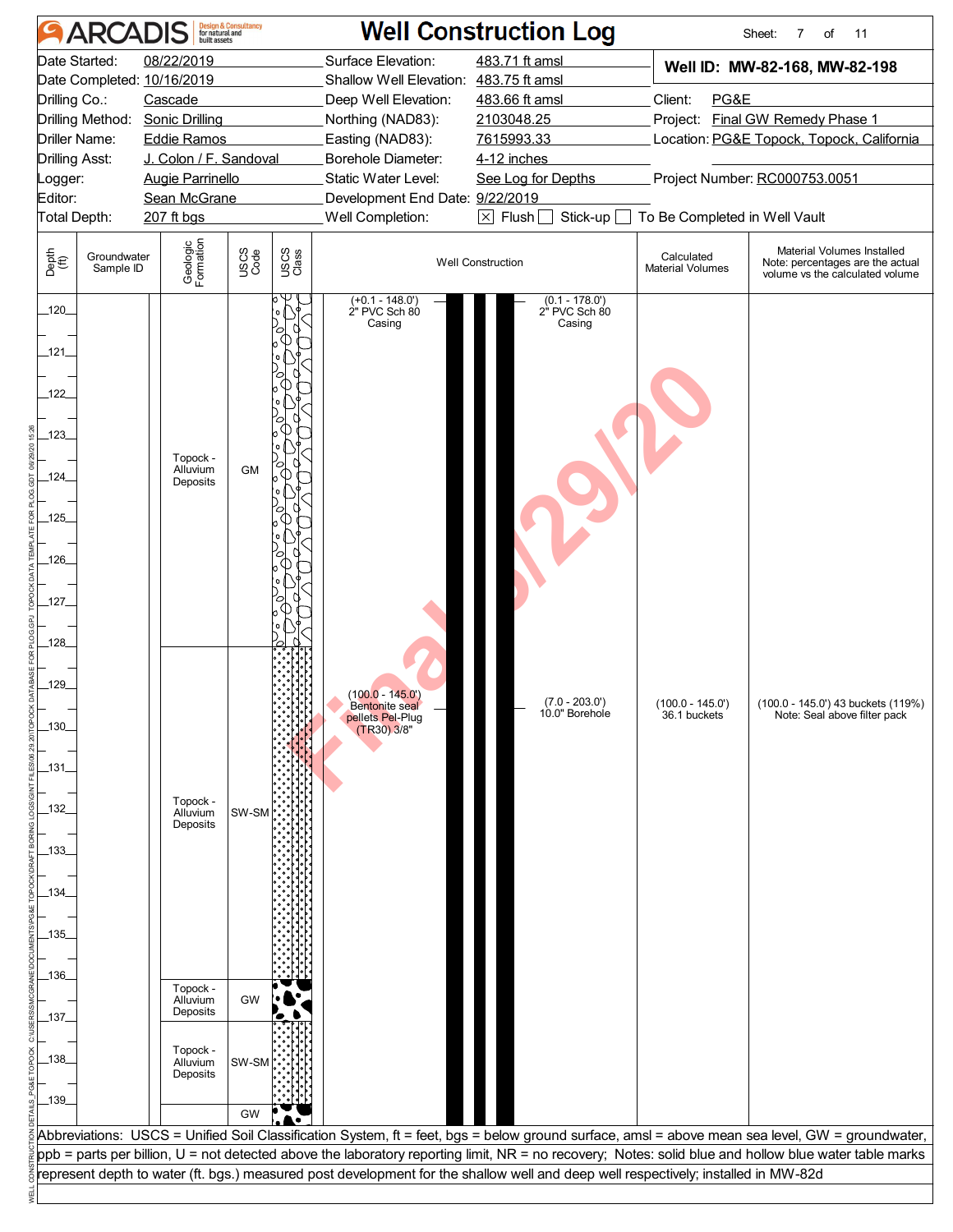# ARCADIS Well Construction Log

| | | | | | |
|---|---|---|---|---|---|
| Date Started: | 08/22/2019 | Surface Elevation: | 483.71 ft amsl | **Well ID: MW-82-168, MW-82-198** | |
| Date Completed: | 10/16/2019 | Shallow Well Elevation: | 483.75 ft amsl | | |
| Drilling Co.: | Cascade | Deep Well Elevation: | 483.66 ft amsl | Client: | PG&E |
| Drilling Method: | Sonic Drilling | Northing (NAD83): | 2103048.25 | Project: | Final GW Remedy Phase 1 |
| Driller Name: | Eddie Ramos | Easting (NAD83): | 7615993.33 | Location: | PG&E Topock, Topock, California |
| Drilling Asst: | J. Colon / F. Sandoval | Borehole Diameter: | 4-12 inches | | |
| Logger: | Augie Parrinello | Static Water Level: | See Log for Depths | Project Number: | RC000753.0051 |
| Editor: | Sean McGrane | Development End Date: | 9/22/2019 | | |
| Total Depth: | 207 ft bgs | Well Completion: | ☒ Flush ☐ Stick-up ☐ To Be Completed in Well Vault | | |

| Depth (ft) | Groundwater Sample ID | Geologic Formation | USCS Code | Well Construction | Calculated Material Volumes | Material Volumes Installed (Note: percentages are the actual volume vs the calculated volume) |
|---|---|---|---|---|---|---|
| 120–128 | | Topock - Alluvium Deposits | GM | (+0.1 - 148.0') 2" PVC Sch 80 Casing; (0.1 - 178.0') 2" PVC Sch 80 Casing | | |
| 128–136 | | Topock - Alluvium Deposits | SW-SM | (100.0 - 145.0') Bentonite seal pellets Pel-Plug (TR30) 3/8"; (7.0 - 203.0') 10.0" Borehole | (100.0 - 145.0') 36.1 buckets | (100.0 - 145.0') 43 buckets (119%) Note: Seal above filter pack |
| 136–137 | | Topock - Alluvium Deposits | GW | | | |
| 137–139 | | Topock - Alluvium Deposits | SW-SM | | | |
| 139– | | | GW | | | |

Abbreviations: USCS = Unified Soil Classification System, ft = feet, bgs = below ground surface, amsl = above mean sea level, GW = groundwater, ppb = parts per billion, U = not detected above the laboratory reporting limit, NR = no recovery; Notes: solid blue and hollow blue water table marks represent depth to water (ft. bgs.) measured post development for the shallow well and deep well respectively; installed in MW-82d

Final 6/29/20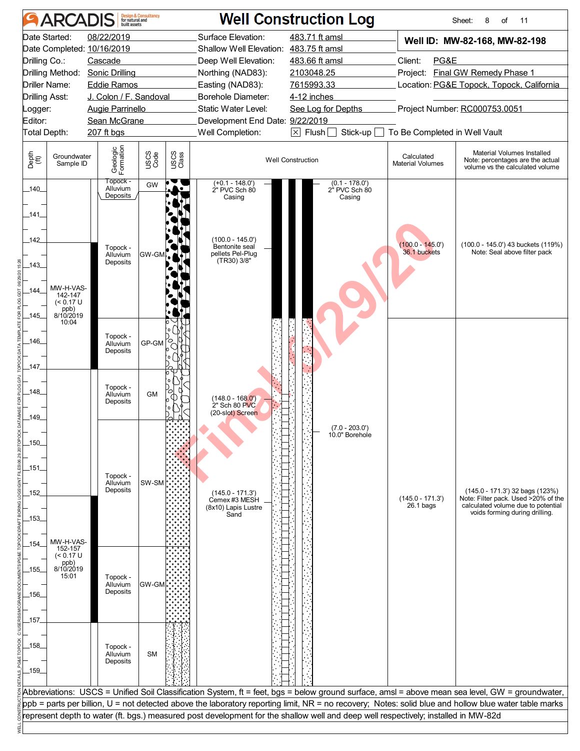# ARCADIS — Well Construction Log

| | | | | | |
|---|---|---|---|---|---|
| Date Started: | 08/22/2019 | Surface Elevation: | 483.71 ft amsl | **Well ID: MW-82-168, MW-82-198** | |
| Date Completed: | 10/16/2019 | Shallow Well Elevation: | 483.75 ft amsl | | |
| Drilling Co.: | Cascade | Deep Well Elevation: | 483.66 ft amsl | Client: | PG&E |
| Drilling Method: | Sonic Drilling | Northing (NAD83): | 2103048.25 | Project: | Final GW Remedy Phase 1 |
| Driller Name: | Eddie Ramos | Easting (NAD83): | 7615993.33 | Location: | PG&E Topock, Topock, California |
| Drilling Asst: | J. Colon / F. Sandoval | Borehole Diameter: | 4-12 inches | | |
| Logger: | Augie Parrinello | Static Water Level: | See Log for Depths | Project Number: | RC000753.0051 |
| Editor: | Sean McGrane | Development End Date: | 9/22/2019 | | |
| Total Depth: | 207 ft bgs | Well Completion: | ☒ Flush ☐ Stick-up ☐ To Be Completed in Well Vault | | |

| Depth (ft) | Groundwater Sample ID | Geologic Formation | USCS Code | Well Construction | Calculated Material Volumes | Material Volumes Installed (Note: percentages are the actual volume vs the calculated volume) |
|---|---|---|---|---|---|---|
| 140 | | Topock - Alluvium Deposits | GW | (+0.1 - 148.0') 2" PVC Sch 80 Casing; (0.1 - 178.0') 2" PVC Sch 80 Casing | | |
| 141–145 | MW-H-VAS-142-147 (< 0.17 U ppb) 8/10/2019 10:04 | Topock - Alluvium Deposits | GW-GM | (100.0 - 145.0') Bentonite seal pellets Pel-Plug (TR30) 3/8" | (100.0 - 145.0') 36.1 buckets | (100.0 - 145.0') 43 buckets (119%) Note: Seal above filter pack |
| 145–147 | | Topock - Alluvium Deposits | GP-GM | | | |
| 147–149 | | Topock - Alluvium Deposits | GM | (148.0 - 168.0') 2" Sch 80 PVC (20-slot) Screen | | |
| 149–154 | | Topock - Alluvium Deposits | SW-SM | (7.0 - 203.0') 10.0" Borehole; (145.0 - 171.3') Cemex #3 MESH (8x10) Lapis Lustre Sand | (145.0 - 171.3') 26.1 bags | (145.0 - 171.3') 32 bags (123%) Note: Filter pack. Used >20% of the calculated volume due to potential voids forming during drilling. |
| 154–157 | MW-H-VAS-152-157 (< 0.17 U ppb) 8/10/2019 15:01 | Topock - Alluvium Deposits | GW-GM | | | |
| 157–159 | | Topock - Alluvium Deposits | SM | | | |

Abbreviations: USCS = Unified Soil Classification System, ft = feet, bgs = below ground surface, amsl = above mean sea level, GW = groundwater, ppb = parts per billion, U = not detected above the laboratory reporting limit, NR = no recovery; Notes: solid blue and hollow blue water table marks represent depth to water (ft. bgs.) measured post development for the shallow well and deep well respectively; installed in MW-82d

Final 6/29/20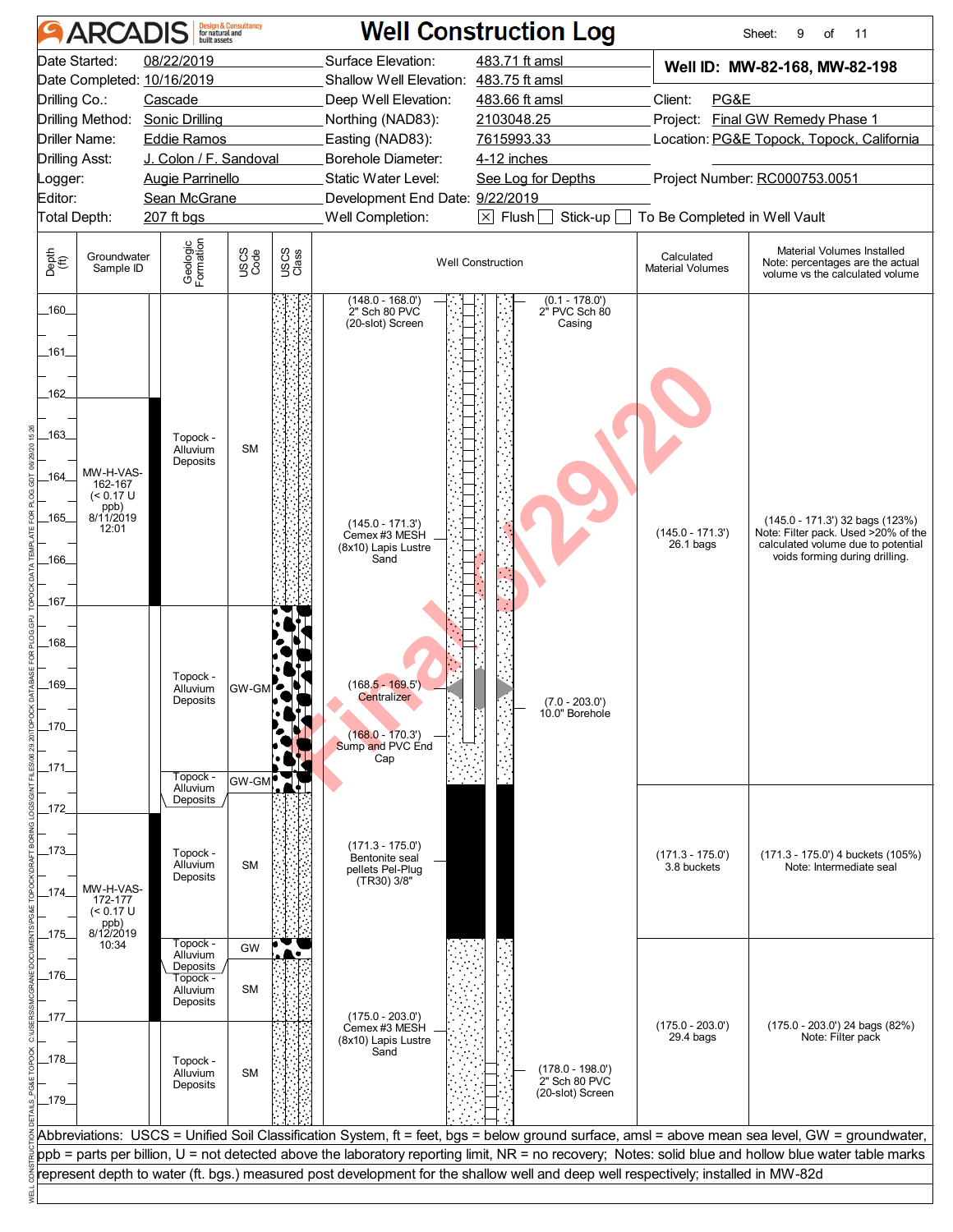# Well Construction Log

**ARCADIS** Design & Consultancy for natural and built assets

| | | | |
|---|---|---|---|
| Date Started: | 08/22/2019 | Surface Elevation: | 483.71 ft amsl |
| Date Completed: | 10/16/2019 | Shallow Well Elevation: | 483.75 ft amsl |
| Drilling Co.: | Cascade | Deep Well Elevation: | 483.66 ft amsl |
| Drilling Method: | Sonic Drilling | Northing (NAD83): | 2103048.25 |
| Driller Name: | Eddie Ramos | Easting (NAD83): | 7615993.33 |
| Drilling Asst: | J. Colon / F. Sandoval | Borehole Diameter: | 4-12 inches |
| Logger: | Augie Parrinello | Static Water Level: | See Log for Depths |
| Editor: | Sean McGrane | Development End Date: | 9/22/2019 |
| Total Depth: | 207 ft bgs | Well Completion: | [X] Flush [ ] Stick-up [ ] To Be Completed in Well Vault |

**Well ID: MW-82-168, MW-82-198**

Client: PG&E
Project: Final GW Remedy Phase 1
Location: PG&E Topock, Topock, California
Project Number: RC000753.0051

| Depth (ft) | Groundwater Sample ID | Geologic Formation | USCS Code | Well Construction | Calculated Material Volumes | Material Volumes Installed (Note: percentages are the actual volume vs the calculated volume) |
|---|---|---|---|---|---|---|
| 160–162 | | Topock - Alluvium Deposits | SM | (148.0 - 168.0') 2" Sch 80 PVC (20-slot) Screen; (0.1 - 178.0') 2" PVC Sch 80 Casing | | |
| 162–167 | MW-H-VAS-162-167 (< 0.17 U ppb) 8/11/2019 12:01 | Topock - Alluvium Deposits | SM | (145.0 - 171.3') Cemex #3 MESH (8x10) Lapis Lustre Sand | (145.0 - 171.3') 26.1 bags | (145.0 - 171.3') 32 bags (123%) Note: Filter pack. Used >20% of the calculated volume due to potential voids forming during drilling. |
| 167–171 | | Topock - Alluvium Deposits | GW-GM | (168.5 - 169.5') Centralizer; (168.0 - 170.3') Sump and PVC End Cap; (7.0 - 203.0') 10.0" Borehole | | |
| 171–171.3 | | Topock - Alluvium Deposits | GW-GM | | | |
| 171.3–175 | MW-H-VAS-172-177 (< 0.17 U ppb) 8/12/2019 10:34 | Topock - Alluvium Deposits | SM | (171.3 - 175.0') Bentonite seal pellets Pel-Plug (TR30) 3/8" | (171.3 - 175.0') 3.8 buckets | (171.3 - 175.0') 4 buckets (105%) Note: Intermediate seal |
| 175–175.5 | | Topock - Alluvium Deposits | GW | | | |
| 175.5–177 | | Topock - Alluvium Deposits | SM | (175.0 - 203.0') Cemex #3 MESH (8x10) Lapis Lustre Sand | (175.0 - 203.0') 29.4 bags | (175.0 - 203.0') 24 bags (82%) Note: Filter pack |
| 177–179 | | Topock - Alluvium Deposits | SM | (178.0 - 198.0') 2" Sch 80 PVC (20-slot) Screen | | |

Abbreviations: USCS = Unified Soil Classification System, ft = feet, bgs = below ground surface, amsl = above mean sea level, GW = groundwater, ppb = parts per billion, U = not detected above the laboratory reporting limit, NR = no recovery; Notes: solid blue and hollow blue water table marks represent depth to water (ft. bgs.) measured post development for the shallow well and deep well respectively; installed in MW-82d

Final 6/29/20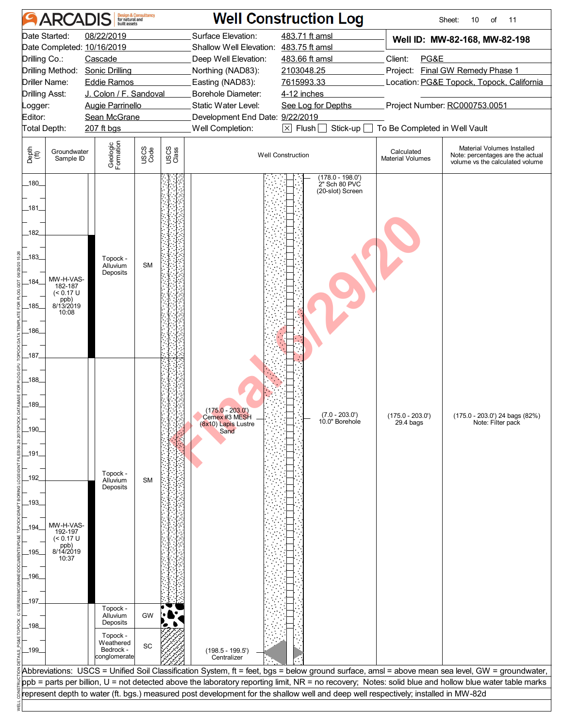# ARCADIS Well Construction Log

| | | | |
|---|---|---|---|
| Date Started: | 08/22/2019 | Surface Elevation: | 483.71 ft amsl |
| Date Completed: | 10/16/2019 | Shallow Well Elevation: | 483.75 ft amsl |
| Drilling Co.: | Cascade | Deep Well Elevation: | 483.66 ft amsl |
| Drilling Method: | Sonic Drilling | Northing (NAD83): | 2103048.25 |
| Driller Name: | Eddie Ramos | Easting (NAD83): | 7615993.33 |
| Drilling Asst: | J. Colon / F. Sandoval | Borehole Diameter: | 4-12 inches |
| Logger: | Augie Parrinello | Static Water Level: | See Log for Depths |
| Editor: | Sean McGrane | Development End Date: | 9/22/2019 |
| Total Depth: | 207 ft bgs | Well Completion: | ☒ Flush ☐ Stick-up ☐ To Be Completed in Well Vault |

**Well ID: MW-82-168, MW-82-198**

Client: PG&E
Project: Final GW Remedy Phase 1
Location: PG&E Topock, Topock, California
Project Number: RC000753.0051

| Depth (ft) | Groundwater Sample ID | Geologic Formation | USCS Code | Well Construction | Calculated Material Volumes | Material Volumes Installed (Note: percentages are the actual volume vs the calculated volume) |
|---|---|---|---|---|---|---|
| 180–182 | | | | (178.0 - 198.0') 2" Sch 80 PVC (20-slot) Screen | | |
| 182–187 | MW-H-VAS-182-187 (< 0.17 U ppb) 8/13/2019 10:08 | Topock - Alluvium Deposits | SM | | | |
| 187–197 | | Topock - Alluvium Deposits | SM | (175.0 - 203.0') Cemex #3 MESH (8x10) Lapis Lustre Sand; (7.0 - 203.0') 10.0" Borehole | (175.0 - 203.0') 29.4 bags | (175.0 - 203.0') 24 bags (82%) Note: Filter pack |
| 192–197 | MW-H-VAS-192-197 (< 0.17 U ppb) 8/14/2019 10:37 | | | | | |
| 197–198 | | Topock - Alluvium Deposits | GW | | | |
| 198–199 | | Topock - Weathered Bedrock - conglomerate | SC | (198.5 - 199.5') Centralizer | | |

Final 6/29/20

Abbreviations: USCS = Unified Soil Classification System, ft = feet, bgs = below ground surface, amsl = above mean sea level, GW = groundwater, ppb = parts per billion, U = not detected above the laboratory reporting limit, NR = no recovery; Notes: solid blue and hollow blue water table marks represent depth to water (ft. bgs.) measured post development for the shallow well and deep well respectively; installed in MW-82d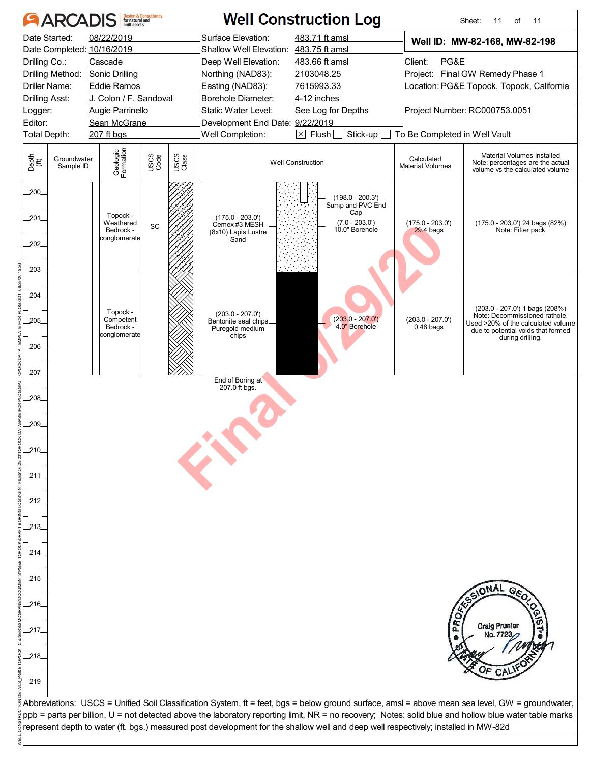# ARCADIS Design & Consultancy for natural and built assets

# Well Construction Log

| | | | | | |
|---|---|---|---|---|---|
| Date Started: | 08/22/2019 | Surface Elevation: | 483.71 ft amsl | **Well ID: MW-82-168, MW-82-198** | |
| Date Completed: | 10/16/2019 | Shallow Well Elevation: | 483.75 ft amsl | | |
| Drilling Co.: | Cascade | Deep Well Elevation: | 483.66 ft amsl | Client: | PG&E |
| Drilling Method: | Sonic Drilling | Northing (NAD83): | 2103048.25 | Project: | Final GW Remedy Phase 1 |
| Driller Name: | Eddie Ramos | Easting (NAD83): | 7615993.33 | Location: | PG&E Topock, Topock, California |
| Drilling Asst: | J. Colon / F. Sandoval | Borehole Diameter: | 4-12 inches | | |
| Logger: | Augie Parrinello | Static Water Level: | See Log for Depths | Project Number: | RC000753.0051 |
| Editor: | Sean McGrane | Development End Date: | 9/22/2019 | | |
| Total Depth: | 207 ft bgs | Well Completion: | ☒ Flush ☐ Stick-up ☐ To Be Completed in Well Vault | | |

| Depth (ft) | Groundwater Sample ID | Geologic Formation | USCS Code | USCS Class | Well Construction | | Calculated Material Volumes | Material Volumes Installed Note: percentages are the actual volume vs the calculated volume |
|---|---|---|---|---|---|---|---|---|
| 200–203 | | Topock - Weathered Bedrock - conglomerate | SC | | (175.0 - 203.0') Cemex #3 MESH (8x10) Lapis Lustre Sand | (198.0 - 200.3') Sump and PVC End Cap; (7.0 - 203.0') 10.0" Borehole | (175.0 - 203.0') 29.4 bags | (175.0 - 203.0') 24 bags (82%) Note: Filter pack |
| 203–207 | | Topock - Competent Bedrock - conglomerate | | | (203.0 - 207.0') Bentonite seal chips Puregold medium chips | (203.0 - 207.0') 4.0" Borehole | (203.0 - 207.0') 0.48 bags | (203.0 - 207.0') 1 bags (208%) Note: Decommissioned rathole. Used >20% of the calculated volume due to potential voids that formed during drilling. |

End of Boring at 207.0 ft bgs.

Final 6/29/20

PROFESSIONAL GEOLOGIST Craig Prunier No. 7723 STATE OF CALIFORNIA

Abbreviations: USCS = Unified Soil Classification System, ft = feet, bgs = below ground surface, amsl = above mean sea level, GW = groundwater, ppb = parts per billion, U = not detected above the laboratory reporting limit, NR = no recovery; Notes: solid blue and hollow blue water table marks represent depth to water (ft. bgs.) measured post development for the shallow well and deep well respectively; installed in MW-82d